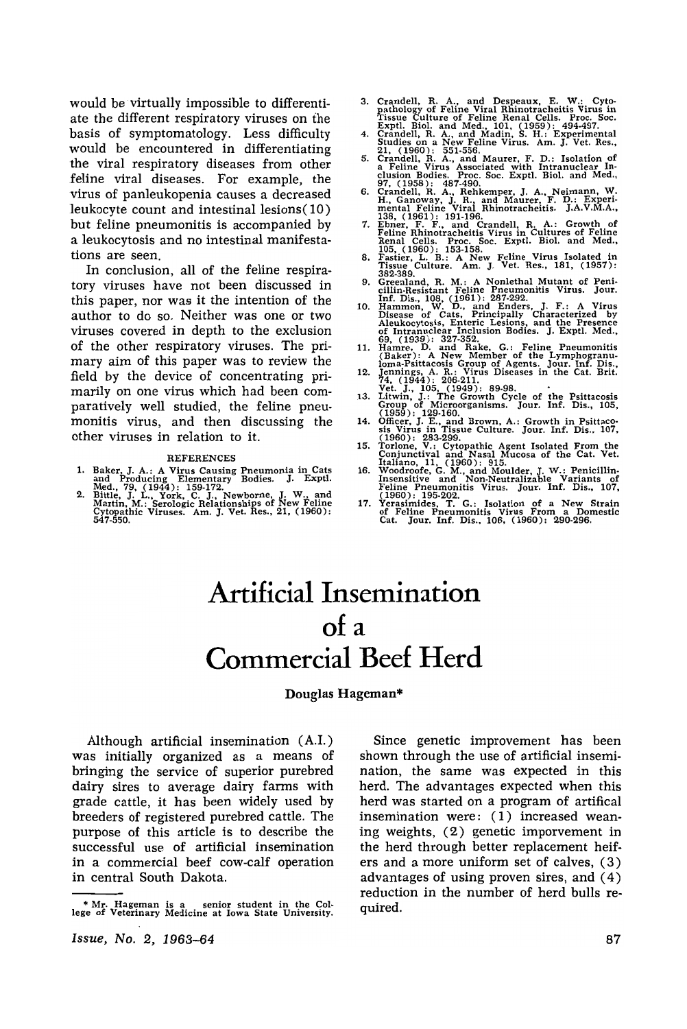would be virtually impossible to differentiate the different respiratory viruses on the basis of symptomatology. Less difficulty would be encountered in differentiating the viral respiratory diseases from other feline viral diseases. For example, the virus of panleukopenia causes a decreased leukocyte count and intestinal lesions(10) but feline pneumonitis is accompanied by a leukocytosis and no intestinal manifestations are seen.

In conclusion, all of the feline respiratory viruses have not been discussed in this paper, nor was it the intention of the author to do so. Neither was one or two viruses covered in depth to the exclusion of the other respiratory viruses. The primary aim of this paper was to review the field by the device of concentrating primarily on one virus which had been comparatively well studied, the feline pneumonitis virus, and then discussing the other viruses in relation to it.

REFERENCES

1. Baker, J. A.: A Virus Causing Pneumonia in Cats and Producing Elementary Bodies. J. Exptl. Med., 79, (1944): 159-172.
2. Bittle, J. L., York, C. J., Newborne, J. W., and Martin, M.: Serologic Relationships of New Feline Cytopathic Viruses. Am. J. Vet. Res., 21, (1960): 547-550.
3. Crandell, R. A., and Despeaux, E. W.: Cytopathology of Feline Viral Rhinotracheitis Virus in Tissue Culture of Feline Renal Cells. Proc. Soc. Exptl. Biol. and Med., 101, (1959): 494-497.
4. Crandell, R. A., and Madin, S. H.: Experimental Studies on a New Feline Virus. Am. J. Vet. Res., 21, (1960): 551-556.
5. Crandell, R. A., and Maurer, F. D.: Isolation of a Feline Virus Associated with Intranuclear Inclusion Bodies. Proc. Soc. Exptl. Biol. and Med., 97, (1958): 487-490.
6. Crandell, R. A., Rehkemper, J. A., Neimann, W. H., Ganoway, J. R., and Maurer, F. D.: Experimental Feline Viral Rhinotracheitis. J.A.V.M.A., 138, (1961): 191-196.
7. Ebner, F. F., and Crandell, R. A.: Growth of Feline Rhinotracheitis Virus in Cultures of Feline Renal Cells. Proc. Soc. Exptl. Biol. and Med., 105, (1960): 153-158.
8. Fastier, L. B.: A New Feline Virus Isolated in Tissue Culture. Am. J. Vet. Res., 181, (1957): 382-389.
9. Greenland, R. M.: A Nonlethal Mutant of Penicillin-Resistant Feline Pneumonitis Virus. Jour. Inf. Dis., 108, (1961): 287-292.
10. Hammon, W. D., and Enders, J. F.: A Virus Disease of Cats, Principally Characterized by Aleukocytosis, Enteric Lesions, and the Presence of Intranuclear Inclusion Bodies. J. Exptl. Med., 69, (1939): 327-352.
11. Hamre, D. and Rake, G.: Feline Pneumonitis (Baker): A New Member of the Lymphogranuloma-Psittacosis Group of Agents. Jour. Inf. Dis., 74, (1944): 206-211.
12. Jennings, A. R.: Virus Diseases in the Cat. Brit. Vet. J., 105, (1949): 89-98.
13. Litwin, J.: The Growth Cycle of the Psittacosis Group of Microorganisms. Jour. Inf. Dis., 105, (1959): 129-160.
14. Officer, J. E., and Brown, A.: Growth in Psittacosis Virus in Tissue Culture. Jour. Inf. Dis., 107, (1960): 283-299.
15. Torlone, V.: Cytopathic Agent Isolated From the Conjunctival and Nasal Mucosa of the Cat. Vet. Italiano, 11, (1960): 915.
16. Woodroofe, G. M., and Moulder, J. W.: Penicillin-Insensitive and Non-Neutralizable Variants of Feline Pneumonitis Virus. Jour. Inf. Dis., 107, (1960): 195-202.
17. Yerasimides, T. G.: Isolation of a New Strain of Feline Pneumonitis Virus From a Domestic Cat. Jour. Inf. Dis., 106, (1960): 290-296.

# Artificial Insemination of a Commercial Beef Herd

**Douglas Hageman***

Although artificial insemination (A.I.) was initially organized as a means of bringing the service of superior purebred dairy sires to average dairy farms with grade cattle, it has been widely used by breeders of registered purebred cattle. The purpose of this article is to describe the successful use of artificial insemination in a commercial beef cow-calf operation in central South Dakota.

\* Mr. Hageman is a senior student in the College of Veterinary Medicine at Iowa State University.

Since genetic improvement has been shown through the use of artificial insemination, the same was expected in this herd. The advantages expected when this herd was started on a program of artifical insemination were: (1) increased weaning weights, (2) genetic imporvement in the herd through better replacement heifers and a more uniform set of calves, (3) advantages of using proven sires, and (4) reduction in the number of herd bulls required.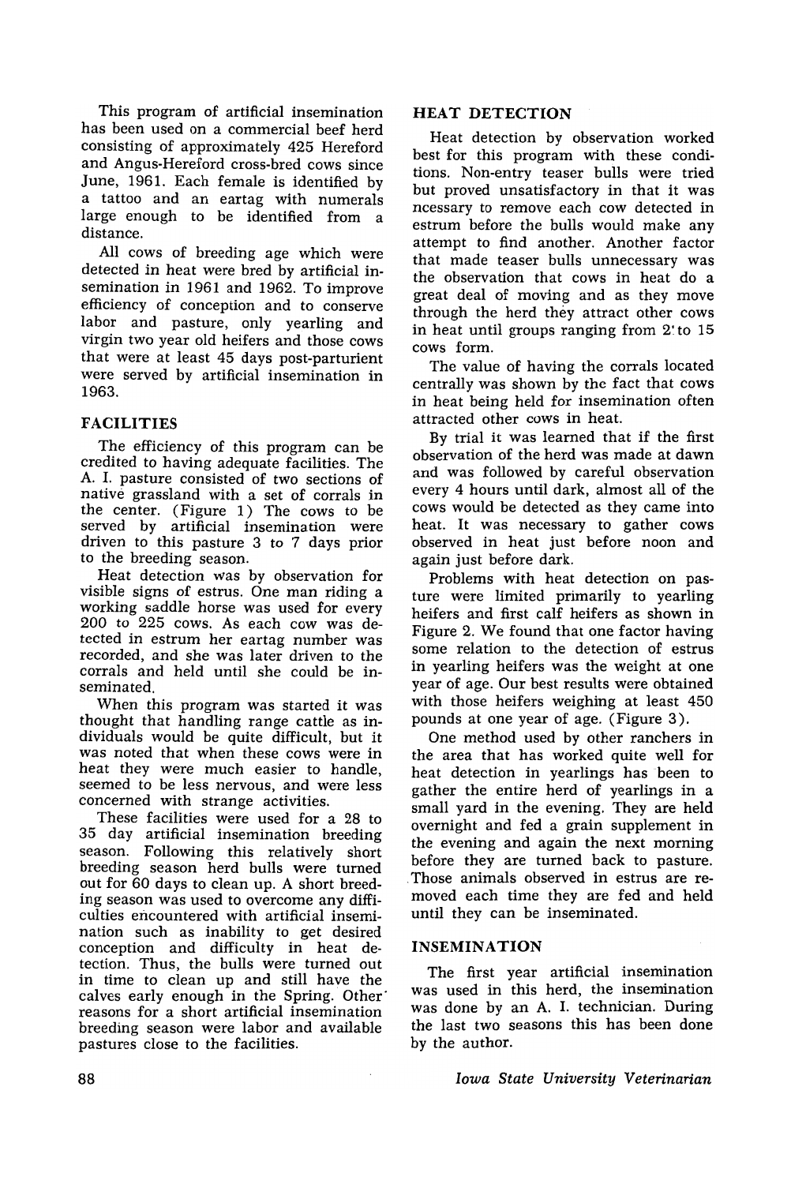This program of artificial insemination has been used on a commercial beef herd consisting of approximately 425 Hereford and Angus-Hereford cross-bred cows since June, 1961. Each female is identified by a tattoo and an eartag with numerals large enough to be identified from a distance.

All cows of breeding age which were detected in heat were bred by artificial insemination in 1961 and 1962. To improve efficiency of conception and to conserve labor and pasture, only yearling and virgin two year old heifers and those cows that were at least 45 days post-parturient were served by artificial insemination in 1963.

## FACILITIES

The efficiency of this program can be credited to having adequate facilities. The A. I. pasture consisted of two sections of native grassland with a set of corrals in the center. (Figure 1) The cows to be served by artificial insemination were driven to this pasture 3 to 7 days prior to the breeding season.

Heat detection was by observation for visible signs of estrus. One man riding a working saddle horse was used for every 200 to 225 cows. As each cow was detected in estrum her eartag number was recorded, and she was later driven to the corrals and held until she could be inseminated.

When this program was started it was thought that handling range cattle as individuals would be quite difficult, but it was noted that when these cows were in heat they were much easier to handle, seemed to be less nervous, and were less concerned with strange activities.

These facilities were used for a 28 to 35 day artificial insemination breeding season. Following this relatively short breeding season herd bulls were turned out for 60 days to clean up. A short breeding season was used to overcome any difficulties encountered with artificial insemination such as inability to get desired conception and difficulty in heat detection. Thus, the bulls were turned out in time to clean up and still have the calves early enough in the Spring. Other reasons for a short artificial insemination breeding season were labor and available pastures close to the facilities.

## HEAT DETECTION

Heat detection by observation worked best for this program with these conditions. Non-entry teaser bulls were tried but proved unsatisfactory in that it was ncessary to remove each cow detected in estrum before the bulls would make any attempt to find another. Another factor that made teaser bulls unnecessary was the observation that cows in heat do a great deal of moving and as they move through the herd they attract other cows in heat until groups ranging from 2 to 15 cows form.

The value of having the corrals located centrally was shown by the fact that cows in heat being held for insemination often attracted other cows in heat.

By trial it was learned that if the first observation of the herd was made at dawn and was followed by careful observation every 4 hours until dark, almost all of the cows would be detected as they came into heat. It was necessary to gather cows observed in heat just before noon and again just before dark.

Problems with heat detection on pasture were limited primarily to yearling heifers and first calf heifers as shown in Figure 2. We found that one factor having some relation to the detection of estrus in yearling heifers was the weight at one year of age. Our best results were obtained with those heifers weighing at least 450 pounds at one year of age. (Figure 3).

One method used by other ranchers in the area that has worked quite well for heat detection in yearlings has been to gather the entire herd of yearlings in a small yard in the evening. They are held overnight and fed a grain supplement in the evening and again the next morning before they are turned back to pasture. Those animals observed in estrus are removed each time they are fed and held until they can be inseminated.

## INSEMINATION

The first year artificial insemination was used in this herd, the insemination was done by an A. I. technician. During the last two seasons this has been done by the author.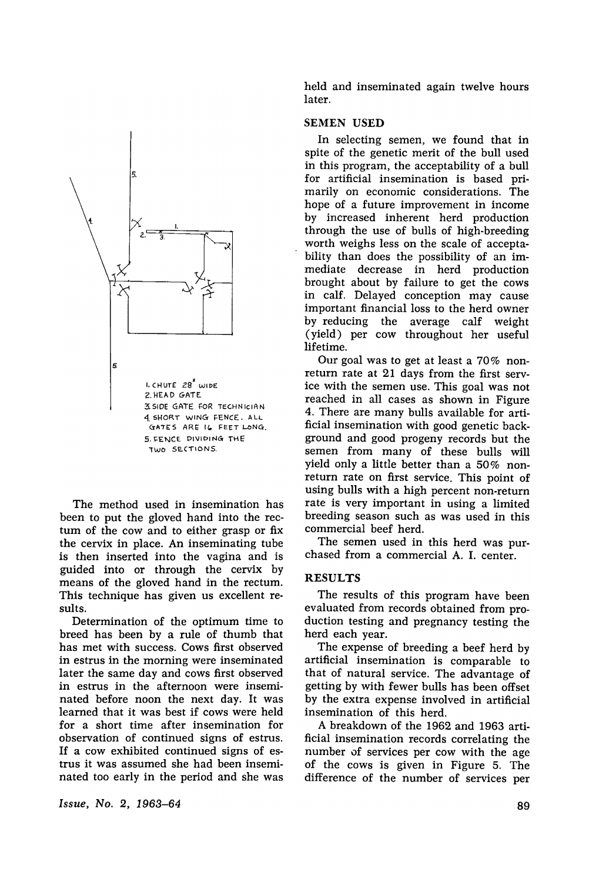1. CHUTE 28" WIDE
2. HEAD GATE
3. SIDE GATE FOR TECHNICIAN
4. SHORT WING FENCE. ALL GATES ARE 16 FEET LONG.
5. FENCE DIVIDING THE TWO SECTIONS.

The method used in insemination has been to put the gloved hand into the rectum of the cow and to either grasp or fix the cervix in place. An inseminating tube is then inserted into the vagina and is guided into or through the cervix by means of the gloved hand in the rectum. This technique has given us excellent results.

Determination of the optimum time to breed has been by a rule of thumb that has met with success. Cows first observed in estrus in the morning were inseminated later the same day and cows first observed in estrus in the afternoon were inseminated before noon the next day. It was learned that it was best if cows were held for a short time after insemination for observation of continued signs of estrus. If a cow exhibited continued signs of estrus it was assumed she had been inseminated too early in the period and she was held and inseminated again twelve hours later.

## SEMEN USED

In selecting semen, we found that in spite of the genetic merit of the bull used in this program, the acceptability of a bull for artificial insemination is based primarily on economic considerations. The hope of a future improvement in income by increased inherent herd production through the use of bulls of high-breeding worth weighs less on the scale of acceptability than does the possibility of an immediate decrease in herd production brought about by failure to get the cows in calf. Delayed conception may cause important financial loss to the herd owner by reducing the average calf weight (yield) per cow throughout her useful lifetime.

Our goal was to get at least a 70% non-return rate at 21 days from the first service with the semen use. This goal was not reached in all cases as shown in Figure 4. There are many bulls available for artificial insemination with good genetic background and good progeny records but the semen from many of these bulls will yield only a little better than a 50% non-return rate on first service. This point of using bulls with a high percent non-return rate is very important in using a limited breeding season such as was used in this commercial beef herd.

The semen used in this herd was purchased from a commercial A. I. center.

## RESULTS

The results of this program have been evaluated from records obtained from production testing and pregnancy testing the herd each year.

The expense of breeding a beef herd by artificial insemination is comparable to that of natural service. The advantage of getting by with fewer bulls has been offset by the extra expense involved in artificial insemination of this herd.

A breakdown of the 1962 and 1963 artificial insemination records correlating the number of services per cow with the age of the cows is given in Figure 5. The difference of the number of services per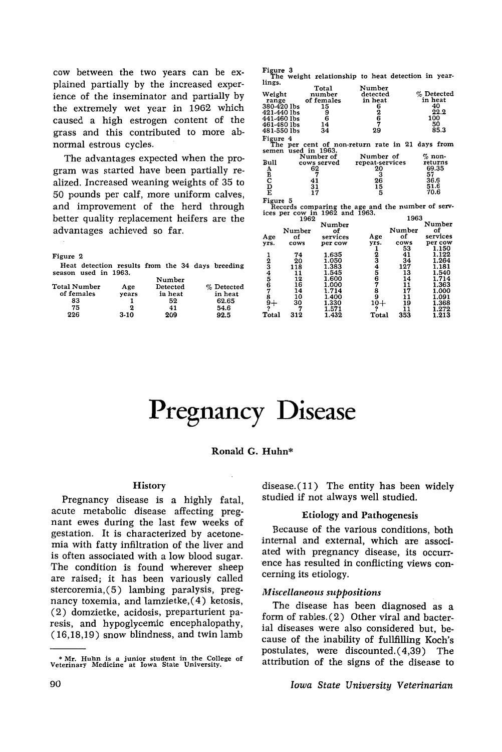cow between the two years can be explained partially by the increased experience of the inseminator and partially by the extremely wet year in 1962 which caused a high estrogen content of the grass and this contributed to more abnormal estrous cycles.

The advantages expected when the program was started have been partially realized. Increased weaning weights of 35 to 50 pounds per calf, more uniform calves, and improvement of the herd through better quality replacement heifers are the advantages achieved so far.

Figure 2

Heat detection results from the 34 days breeding season used in 1963.

| Total Number of females | Age years | Number Detected in heat | % Detected in heat |
|---|---|---|---|
| 83 | 1 | 52 | 62.65 |
| 75 | 2 | 41 | 54.6 |
| 226 | 3-10 | 209 | 92.5 |

Figure 3

The weight relationship to heat detection in yearlings.

| Weight range | Total number of females | Number detected in heat | % Detected in heat |
|---|---|---|---|
| 380-420 lbs | 15 | 6 | 40 |
| 421-440 lbs | 9 | 2 | 22.2 |
| 441-460 lbs | 6 | 6 | 100 |
| 461-480 lbs | 14 | 7 | 50 |
| 481-550 lbs | 34 | 29 | 85.3 |

Figure 4

The per cent of non-return rate in 21 days from semen used in 1963.

| Bull | Number of cows served | Number of repeat-services | % non-returns |
|---|---|---|---|
| A | 62 | 20 | 69.35 |
| B | 7 | 3 | 57 |
| C | 41 | 26 | 36.6 |
| D | 31 | 15 | 51.6 |
| E | 17 | 5 | 70.6 |

Figure 5

Records comparing the age and the number of services per cow in 1962 and 1963.

| 1962 | | | 1963 | | |
|---|---|---|---|---|---|
| Age yrs. | Number of cows | Number of services per cow | Age yrs. | Number of cows | Number of services per cow |
| | | | 1 | 53 | 1.150 |
| 1 | 74 | 1.635 | 2 | 41 | 1.122 |
| 2 | 20 | 1.050 | 3 | 34 | 1.264 |
| 3 | 118 | 1.383 | 4 | 127 | 1.181 |
| 4 | 11 | 1.545 | 5 | 13 | 1.540 |
| 5 | 12 | 1.600 | 6 | 14 | 1.714 |
| 6 | 16 | 1.000 | 7 | 11 | 1.363 |
| 7 | 14 | 1.714 | 8 | 17 | 1.000 |
| 8 | 10 | 1.400 | 9 | 11 | 1.091 |
| 9+ | 30 | 1.330 | 10+ | 19 | 1.368 |
| ? | 7 | 1.571 | ? | 11 | 1.272 |
| Total | 312 | 1.432 | Total | 353 | 1.213 |

# Pregnancy Disease

Ronald G. Huhn*

## History

Pregnancy disease is a highly fatal, acute metabolic disease affecting pregnant ewes during the last few weeks of gestation. It is characterized by acetonemia with fatty infiltration of the liver and is often associated with a low blood sugar. The condition is found wherever sheep are raised; it has been variously called stercoremia,(5) lambing paralysis, pregnancy toxemia, and lamzietke,(4) ketosis, (2) domzietke, acidosis, preparturient paresis, and hypoglycemic encephalopathy, (16,18,19) snow blindness, and twin lamb disease.(11) The entity has been widely studied if not always well studied.

* Mr. Huhn is a junior student in the College of Veterinary Medicine at Iowa State University.

## Etiology and Pathogenesis

Because of the various conditions, both internal and external, which are associated with pregnancy disease, its occurrence has resulted in conflicting views concerning its etiology.

### *Miscellaneous suppositions*

The disease has been diagnosed as a form of rabies.(2) Other viral and bacterial diseases were also considered but, because of the inability of fullfilling Koch's postulates, were discounted.(4,39) The attribution of the signs of the disease to